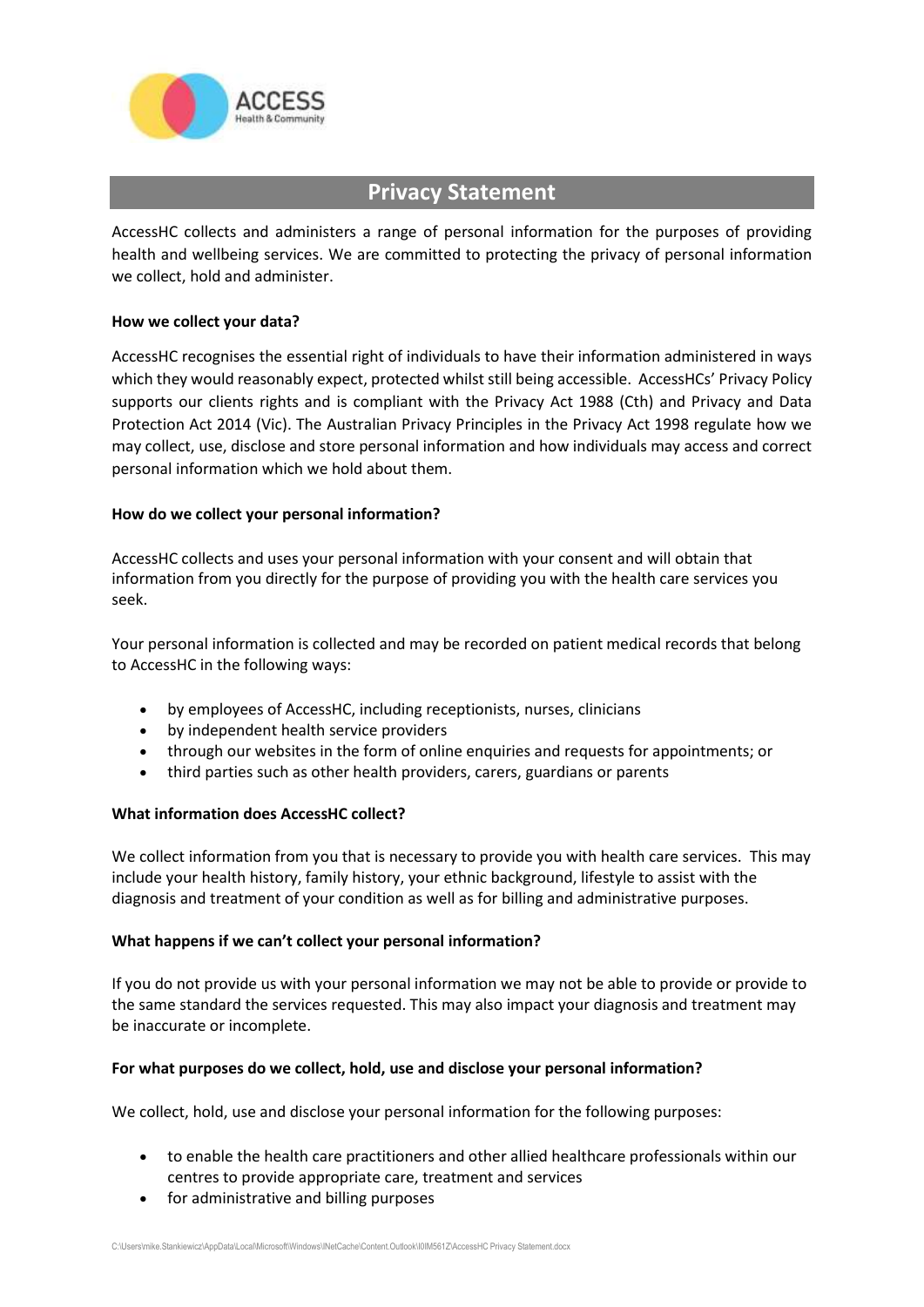# Privacy Statement

AccessHC collects and administers a range of personal information for the purposes of providing health and wellbeing services. We are committed to protecting the privacy of personal information we collect, hold and administer.

**How we collect your data?**

AccessHC recognises the essential right of individuals to have their information administered in ways which they would reasonably expect, protected whilst still being accessible. AccessHCs' Privacy Policy supports our clients rights and is compliant with the Privacy Act 1988 (Cth) and Privacy and Data Protection Act 2014 (Vic). The Australian Privacy Principles in the Privacy Act 1998 regulate how we may collect, use, disclose and store personal information and how individuals may access and correct personal information which we hold about them.

**How do we collect your personal information?**

AccessHC collects and uses your personal information with your consent and will obtain that information from you directly for the purpose of providing you with the health care services you seek.

Your personal information is collected and may be recorded on patient medical records that belong to AccessHC in the following ways:

- by employees of AccessHC, including receptionists, nurses, clinicians
- by independent health service providers
- through our websites in the form of online enquiries and requests for appointments; or
- third parties such as other health providers, carers, guardians or parents

**What information does AccessHC collect?**

We collect information from you that is necessary to provide you with health care services. This may include your health history, family history, your ethnic background, lifestyle to assist with the diagnosis and treatment of your condition as well as for billing and administrative purposes.

**What happens if we can't collect your personal information?**

If you do not provide us with your personal information we may not be able to provide or provide to the same standard the services requested. This may also impact your diagnosis and treatment may be inaccurate or incomplete.

**For what purposes do we collect, hold, use and disclose your personal information?**

We collect, hold, use and disclose your personal information for the following purposes:

- to enable the health care practitioners and other allied healthcare professionals within our centres to provide appropriate care, treatment and services
- for administrative and billing purposes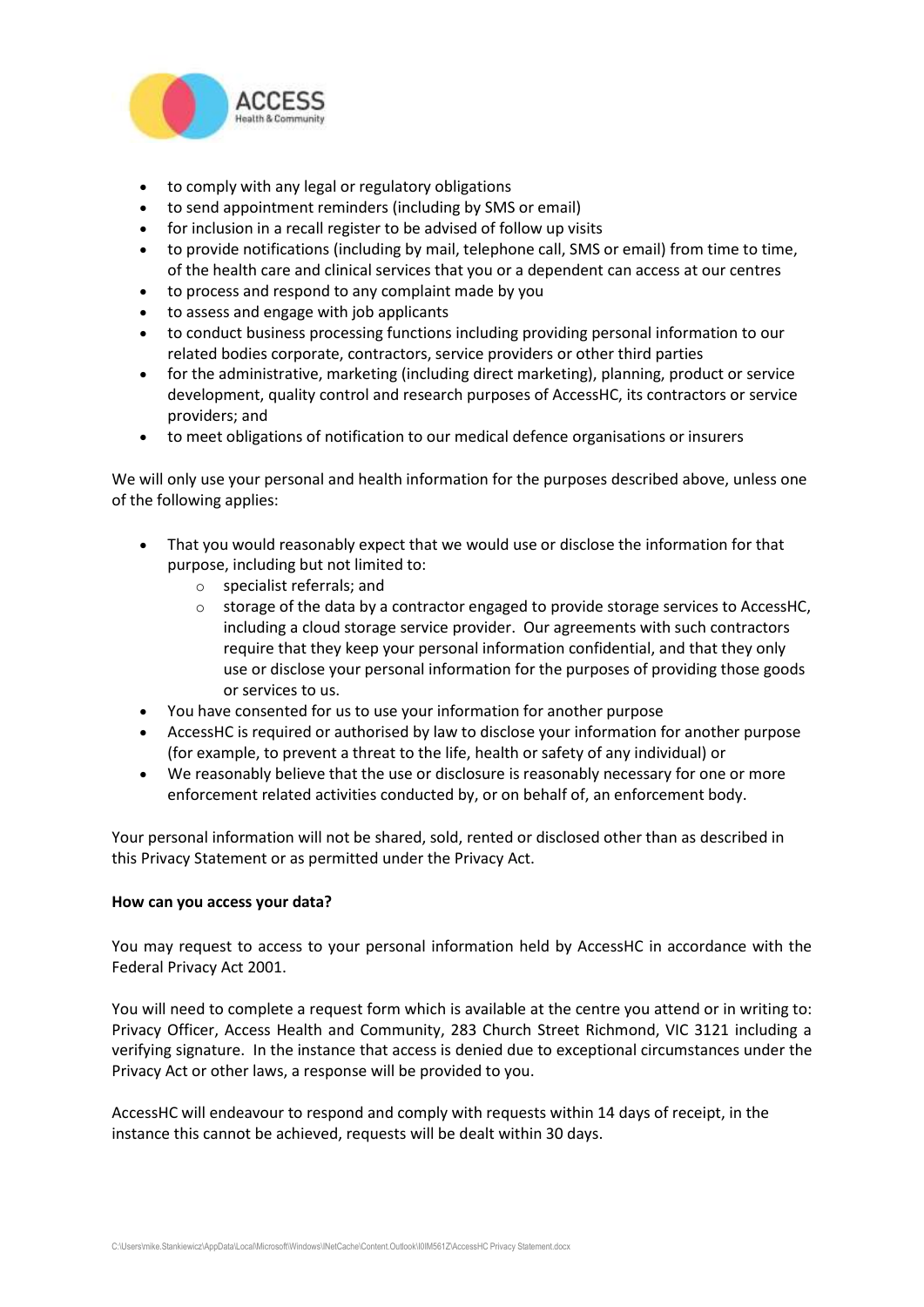- to comply with any legal or regulatory obligations
- to send appointment reminders (including by SMS or email)
- for inclusion in a recall register to be advised of follow up visits
- to provide notifications (including by mail, telephone call, SMS or email) from time to time, of the health care and clinical services that you or a dependent can access at our centres
- to process and respond to any complaint made by you
- to assess and engage with job applicants
- to conduct business processing functions including providing personal information to our related bodies corporate, contractors, service providers or other third parties
- for the administrative, marketing (including direct marketing), planning, product or service development, quality control and research purposes of AccessHC, its contractors or service providers; and
- to meet obligations of notification to our medical defence organisations or insurers

We will only use your personal and health information for the purposes described above, unless one of the following applies:

- That you would reasonably expect that we would use or disclose the information for that purpose, including but not limited to:
  - specialist referrals; and
  - storage of the data by a contractor engaged to provide storage services to AccessHC, including a cloud storage service provider. Our agreements with such contractors require that they keep your personal information confidential, and that they only use or disclose your personal information for the purposes of providing those goods or services to us.
- You have consented for us to use your information for another purpose
- AccessHC is required or authorised by law to disclose your information for another purpose (for example, to prevent a threat to the life, health or safety of any individual) or
- We reasonably believe that the use or disclosure is reasonably necessary for one or more enforcement related activities conducted by, or on behalf of, an enforcement body.

Your personal information will not be shared, sold, rented or disclosed other than as described in this Privacy Statement or as permitted under the Privacy Act.

**How can you access your data?**

You may request to access to your personal information held by AccessHC in accordance with the Federal Privacy Act 2001.

You will need to complete a request form which is available at the centre you attend or in writing to: Privacy Officer, Access Health and Community, 283 Church Street Richmond, VIC 3121 including a verifying signature. In the instance that access is denied due to exceptional circumstances under the Privacy Act or other laws, a response will be provided to you.

AccessHC will endeavour to respond and comply with requests within 14 days of receipt, in the instance this cannot be achieved, requests will be dealt within 30 days.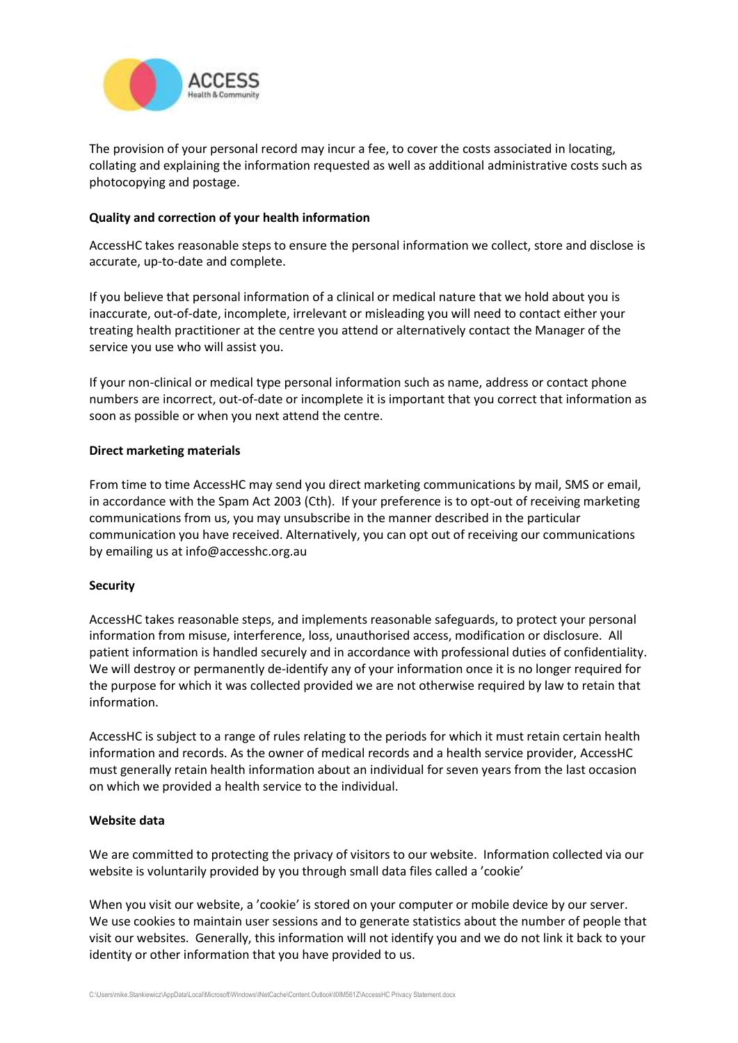The provision of your personal record may incur a fee, to cover the costs associated in locating, collating and explaining the information requested as well as additional administrative costs such as photocopying and postage.

**Quality and correction of your health information**

AccessHC takes reasonable steps to ensure the personal information we collect, store and disclose is accurate, up-to-date and complete.

If you believe that personal information of a clinical or medical nature that we hold about you is inaccurate, out-of-date, incomplete, irrelevant or misleading you will need to contact either your treating health practitioner at the centre you attend or alternatively contact the Manager of the service you use who will assist you.

If your non-clinical or medical type personal information such as name, address or contact phone numbers are incorrect, out-of-date or incomplete it is important that you correct that information as soon as possible or when you next attend the centre.

**Direct marketing materials**

From time to time AccessHC may send you direct marketing communications by mail, SMS or email, in accordance with the Spam Act 2003 (Cth). If your preference is to opt-out of receiving marketing communications from us, you may unsubscribe in the manner described in the particular communication you have received. Alternatively, you can opt out of receiving our communications by emailing us at info@accesshc.org.au

**Security**

AccessHC takes reasonable steps, and implements reasonable safeguards, to protect your personal information from misuse, interference, loss, unauthorised access, modification or disclosure. All patient information is handled securely and in accordance with professional duties of confidentiality. We will destroy or permanently de-identify any of your information once it is no longer required for the purpose for which it was collected provided we are not otherwise required by law to retain that information.

AccessHC is subject to a range of rules relating to the periods for which it must retain certain health information and records. As the owner of medical records and a health service provider, AccessHC must generally retain health information about an individual for seven years from the last occasion on which we provided a health service to the individual.

**Website data**

We are committed to protecting the privacy of visitors to our website. Information collected via our website is voluntarily provided by you through small data files called a 'cookie'

When you visit our website, a 'cookie' is stored on your computer or mobile device by our server. We use cookies to maintain user sessions and to generate statistics about the number of people that visit our websites. Generally, this information will not identify you and we do not link it back to your identity or other information that you have provided to us.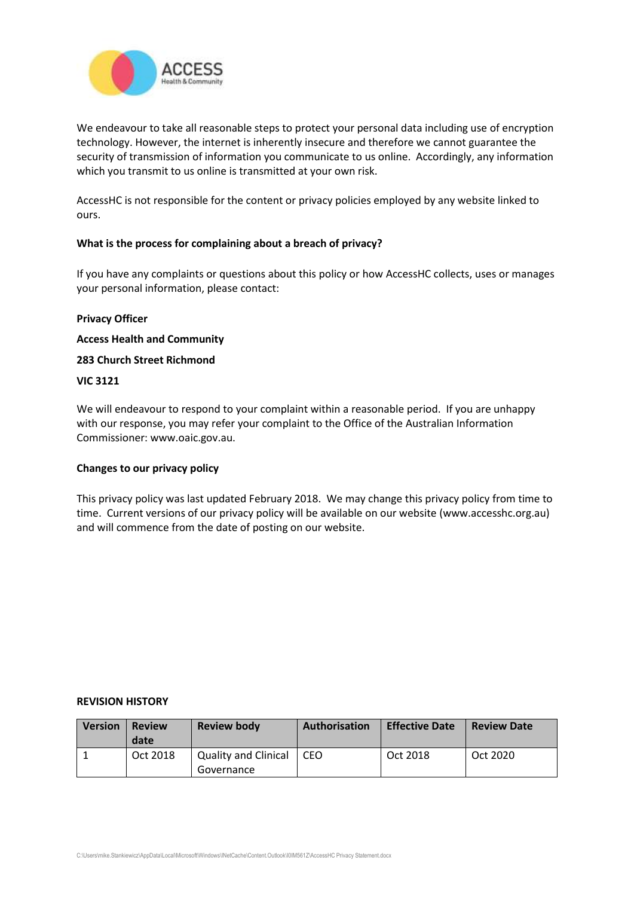We endeavour to take all reasonable steps to protect your personal data including use of encryption technology. However, the internet is inherently insecure and therefore we cannot guarantee the security of transmission of information you communicate to us online. Accordingly, any information which you transmit to us online is transmitted at your own risk.

AccessHC is not responsible for the content or privacy policies employed by any website linked to ours.

**What is the process for complaining about a breach of privacy?**

If you have any complaints or questions about this policy or how AccessHC collects, uses or manages your personal information, please contact:

**Privacy Officer**

**Access Health and Community**

**283 Church Street Richmond**

**VIC 3121**

We will endeavour to respond to your complaint within a reasonable period. If you are unhappy with our response, you may refer your complaint to the Office of the Australian Information Commissioner: www.oaic.gov.au.

**Changes to our privacy policy**

This privacy policy was last updated February 2018. We may change this privacy policy from time to time. Current versions of our privacy policy will be available on our website (www.accesshc.org.au) and will commence from the date of posting on our website.

**REVISION HISTORY**

| Version | Review date | Review body | Authorisation | Effective Date | Review Date |
|---|---|---|---|---|---|
| 1 | Oct 2018 | Quality and Clinical Governance | CEO | Oct 2018 | Oct 2020 |